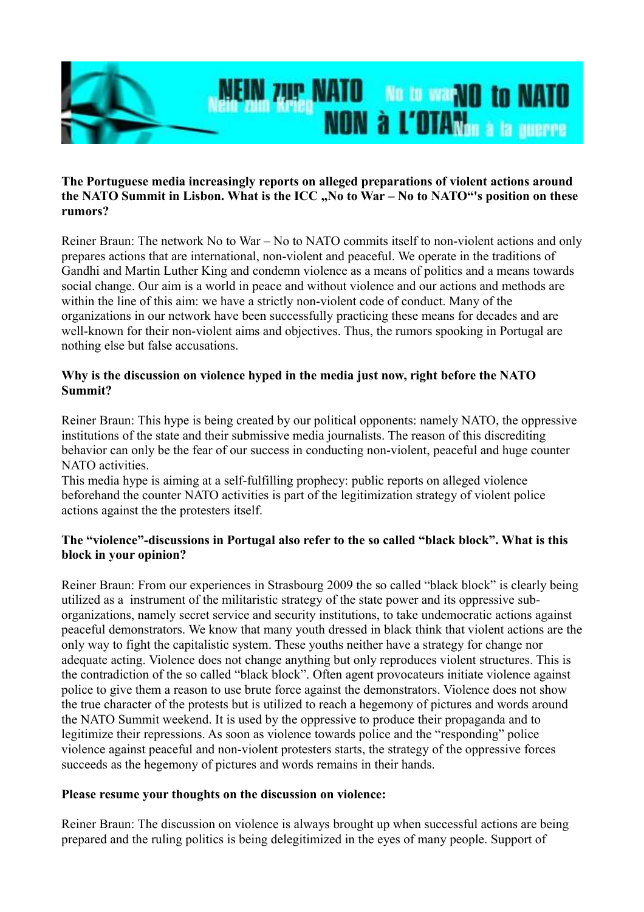**The Portuguese media increasingly reports on alleged preparations of violent actions around the NATO Summit in Lisbon. What is the ICC „No to War – No to NATO"'s position on these rumors?**

Reiner Braun: The network No to War – No to NATO commits itself to non-violent actions and only prepares actions that are international, non-violent and peaceful. We operate in the traditions of Gandhi and Martin Luther King and condemn violence as a means of politics and a means towards social change. Our aim is a world in peace and without violence and our actions and methods are within the line of this aim: we have a strictly non-violent code of conduct. Many of the organizations in our network have been successfully practicing these means for decades and are well-known for their non-violent aims and objectives. Thus, the rumors spooking in Portugal are nothing else but false accusations.

**Why is the discussion on violence hyped in the media just now, right before the NATO Summit?**

Reiner Braun: This hype is being created by our political opponents: namely NATO, the oppressive institutions of the state and their submissive media journalists. The reason of this discrediting behavior can only be the fear of our success in conducting non-violent, peaceful and huge counter NATO activities.
This media hype is aiming at a self-fulfilling prophecy: public reports on alleged violence beforehand the counter NATO activities is part of the legitimization strategy of violent police actions against the the protesters itself.

**The "violence"-discussions in Portugal also refer to the so called "black block". What is this block in your opinion?**

Reiner Braun: From our experiences in Strasbourg 2009 the so called "black block" is clearly being utilized as a instrument of the militaristic strategy of the state power and its oppressive sub-organizations, namely secret service and security institutions, to take undemocratic actions against peaceful demonstrators. We know that many youth dressed in black think that violent actions are the only way to fight the capitalistic system. These youths neither have a strategy for change nor adequate acting. Violence does not change anything but only reproduces violent structures. This is the contradiction of the so called "black block". Often agent provocateurs initiate violence against police to give them a reason to use brute force against the demonstrators. Violence does not show the true character of the protests but is utilized to reach a hegemony of pictures and words around the NATO Summit weekend. It is used by the oppressive to produce their propaganda and to legitimize their repressions. As soon as violence towards police and the "responding" police violence against peaceful and non-violent protesters starts, the strategy of the oppressive forces succeeds as the hegemony of pictures and words remains in their hands.

**Please resume your thoughts on the discussion on violence:**

Reiner Braun: The discussion on violence is always brought up when successful actions are being prepared and the ruling politics is being delegitimized in the eyes of many people. Support of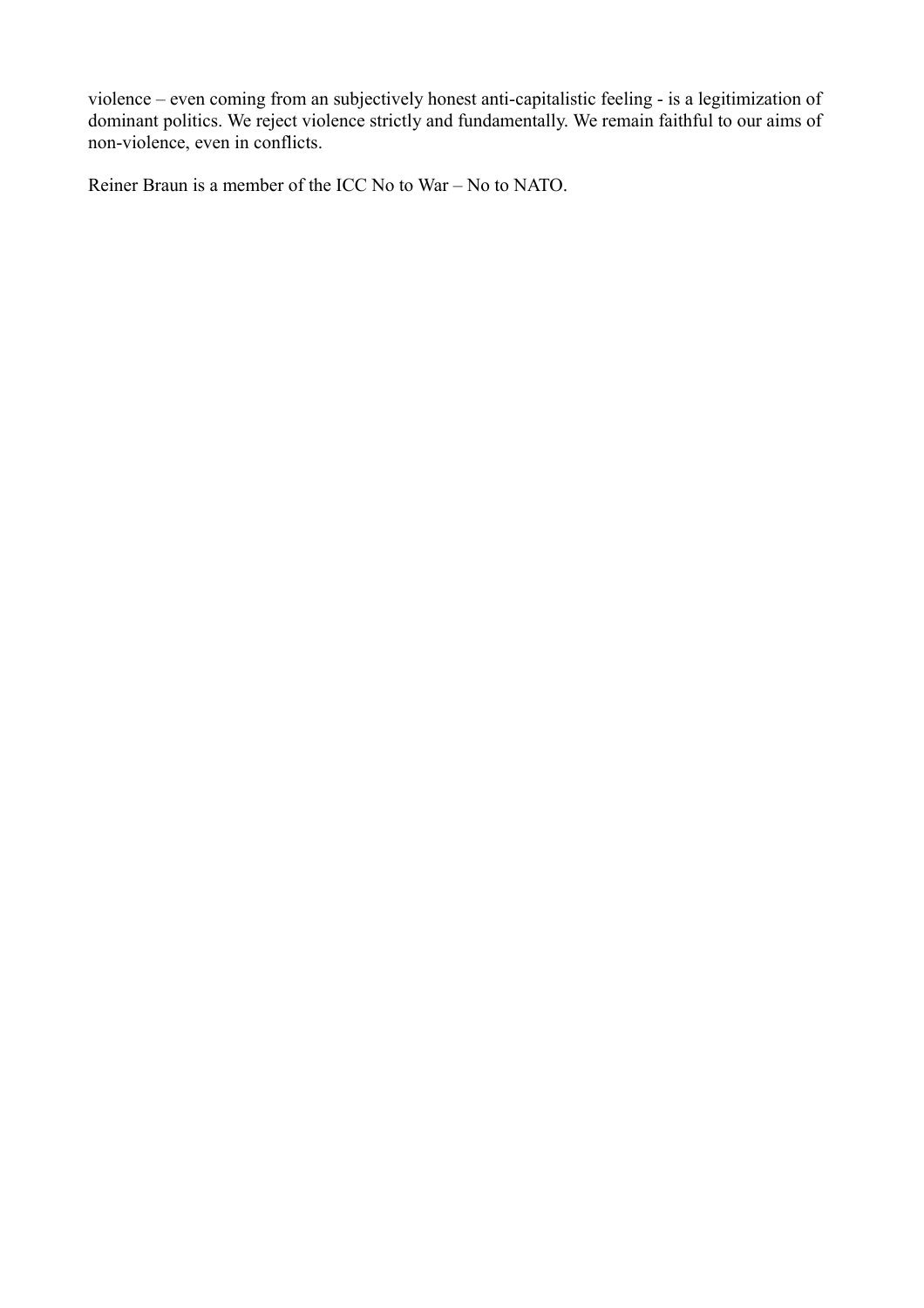violence – even coming from an subjectively honest anti-capitalistic feeling - is a legitimization of dominant politics. We reject violence strictly and fundamentally. We remain faithful to our aims of non-violence, even in conflicts.

Reiner Braun is a member of the ICC No to War – No to NATO.